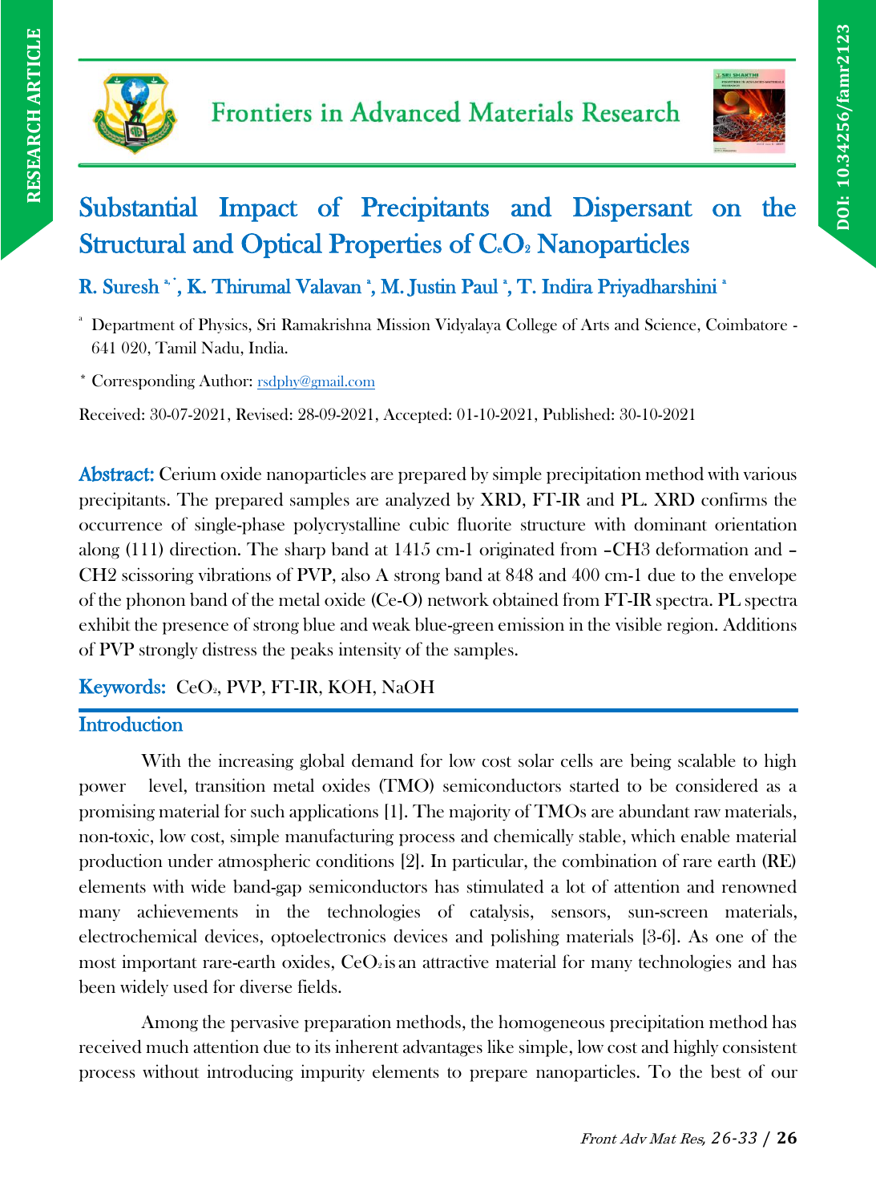# Substantial Impact of Precipitants and Dispersant on the Structural and Optical Properties of $C_eO_2$ Nanoparticles

**R. Suresh [a,*], K. Thirumal Valavan [a], M. Justin Paul [a], T. Indira Priyadharshini [a]**

[a] Department of Physics, Sri Ramakrishna Mission Vidyalaya College of Arts and Science, Coimbatore - 641 020, Tamil Nadu, India.

[*] Corresponding Author: rsdphy@gmail.com

Received: 30-07-2021, Revised: 28-09-2021, Accepted: 01-10-2021, Published: 30-10-2021

**Abstract:** Cerium oxide nanoparticles are prepared by simple precipitation method with various precipitants. The prepared samples are analyzed by XRD, FT-IR and PL. XRD confirms the occurrence of single-phase polycrystalline cubic fluorite structure with dominant orientation along (111) direction. The sharp band at 1415 cm-1 originated from –CH3 deformation and –CH2 scissoring vibrations of PVP, also A strong band at 848 and 400 cm-1 due to the envelope of the phonon band of the metal oxide (Ce-O) network obtained from FT-IR spectra. PL spectra exhibit the presence of strong blue and weak blue-green emission in the visible region. Additions of PVP strongly distress the peaks intensity of the samples.

**Keywords:** $CeO_2$, PVP, FT-IR, KOH, NaOH

## Introduction

With the increasing global demand for low cost solar cells are being scalable to high power level, transition metal oxides (TMO) semiconductors started to be considered as a promising material for such applications [1]. The majority of TMOs are abundant raw materials, non-toxic, low cost, simple manufacturing process and chemically stable, which enable material production under atmospheric conditions [2]. In particular, the combination of rare earth (RE) elements with wide band-gap semiconductors has stimulated a lot of attention and renowned many achievements in the technologies of catalysis, sensors, sun-screen materials, electrochemical devices, optoelectronics devices and polishing materials [3-6]. As one of the most important rare-earth oxides, $CeO_2$ is an attractive material for many technologies and has been widely used for diverse fields.

Among the pervasive preparation methods, the homogeneous precipitation method has received much attention due to its inherent advantages like simple, low cost and highly consistent process without introducing impurity elements to prepare nanoparticles. To the best of our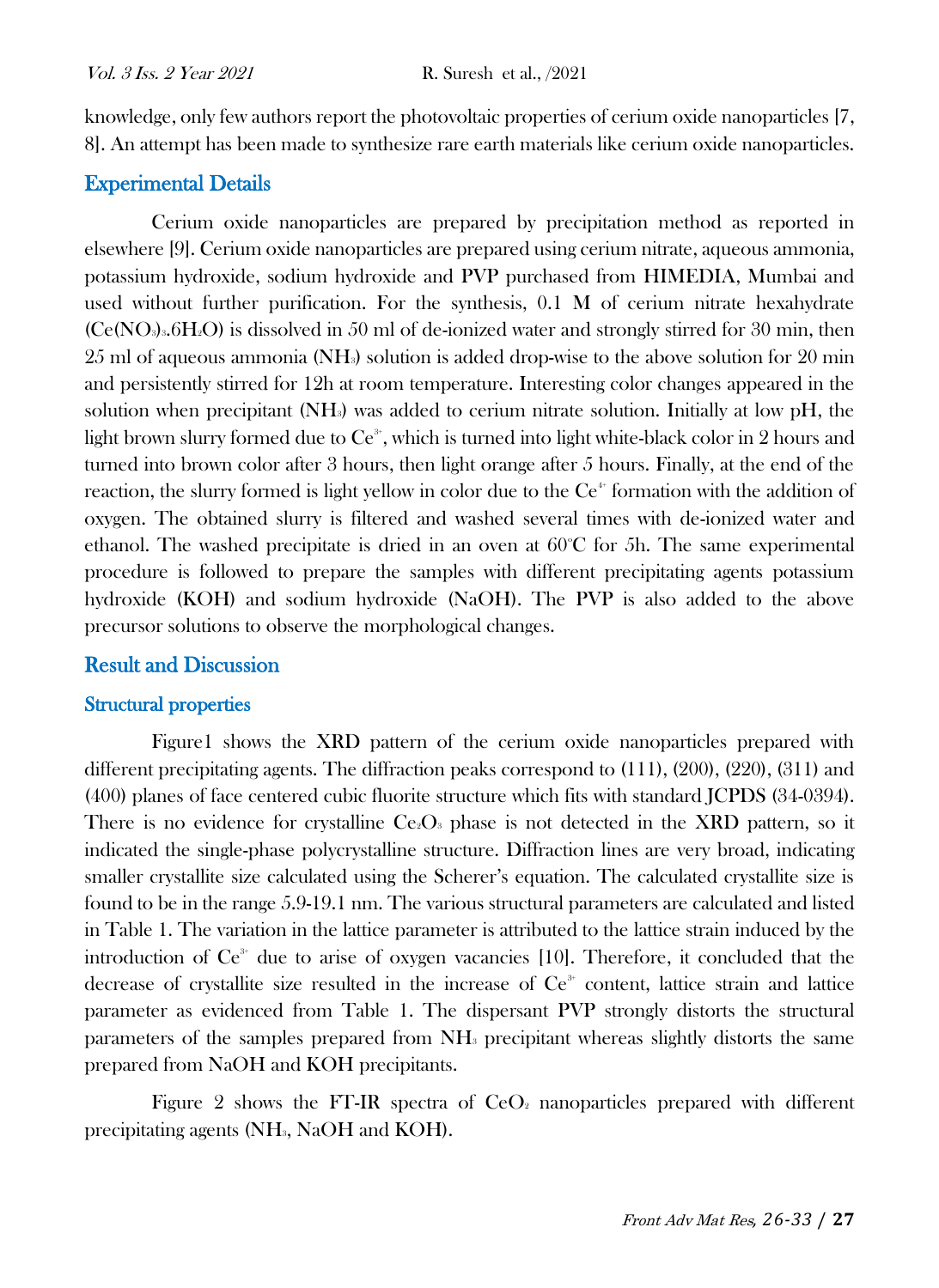knowledge, only few authors report the photovoltaic properties of cerium oxide nanoparticles [7, 8]. An attempt has been made to synthesize rare earth materials like cerium oxide nanoparticles.

## Experimental Details

Cerium oxide nanoparticles are prepared by precipitation method as reported in elsewhere [9]. Cerium oxide nanoparticles are prepared using cerium nitrate, aqueous ammonia, potassium hydroxide, sodium hydroxide and PVP purchased from HIMEDIA, Mumbai and used without further purification. For the synthesis, 0.1 M of cerium nitrate hexahydrate ($Ce(NO_3)_3.6H_2O$) is dissolved in 50 ml of de-ionized water and strongly stirred for 30 min, then 25 ml of aqueous ammonia ($NH_3$) solution is added drop-wise to the above solution for 20 min and persistently stirred for 12h at room temperature. Interesting color changes appeared in the solution when precipitant ($NH_3$) was added to cerium nitrate solution. Initially at low pH, the light brown slurry formed due to $Ce^{3+}$, which is turned into light white-black color in 2 hours and turned into brown color after 3 hours, then light orange after 5 hours. Finally, at the end of the reaction, the slurry formed is light yellow in color due to the $Ce^{4+}$ formation with the addition of oxygen. The obtained slurry is filtered and washed several times with de-ionized water and ethanol. The washed precipitate is dried in an oven at 60°C for 5h. The same experimental procedure is followed to prepare the samples with different precipitating agents potassium hydroxide (KOH) and sodium hydroxide (NaOH). The PVP is also added to the above precursor solutions to observe the morphological changes.

## Result and Discussion

### Structural properties

Figure1 shows the XRD pattern of the cerium oxide nanoparticles prepared with different precipitating agents. The diffraction peaks correspond to (111), (200), (220), (311) and (400) planes of face centered cubic fluorite structure which fits with standard JCPDS (34-0394). There is no evidence for crystalline $Ce_2O_3$ phase is not detected in the XRD pattern, so it indicated the single-phase polycrystalline structure. Diffraction lines are very broad, indicating smaller crystallite size calculated using the Scherer's equation. The calculated crystallite size is found to be in the range 5.9-19.1 nm. The various structural parameters are calculated and listed in Table 1. The variation in the lattice parameter is attributed to the lattice strain induced by the introduction of $Ce^{3+}$ due to arise of oxygen vacancies [10]. Therefore, it concluded that the decrease of crystallite size resulted in the increase of $Ce^{3+}$ content, lattice strain and lattice parameter as evidenced from Table 1. The dispersant PVP strongly distorts the structural parameters of the samples prepared from $NH_3$ precipitant whereas slightly distorts the same prepared from NaOH and KOH precipitants.

Figure 2 shows the FT-IR spectra of $CeO_2$ nanoparticles prepared with different precipitating agents ($NH_3$, NaOH and KOH).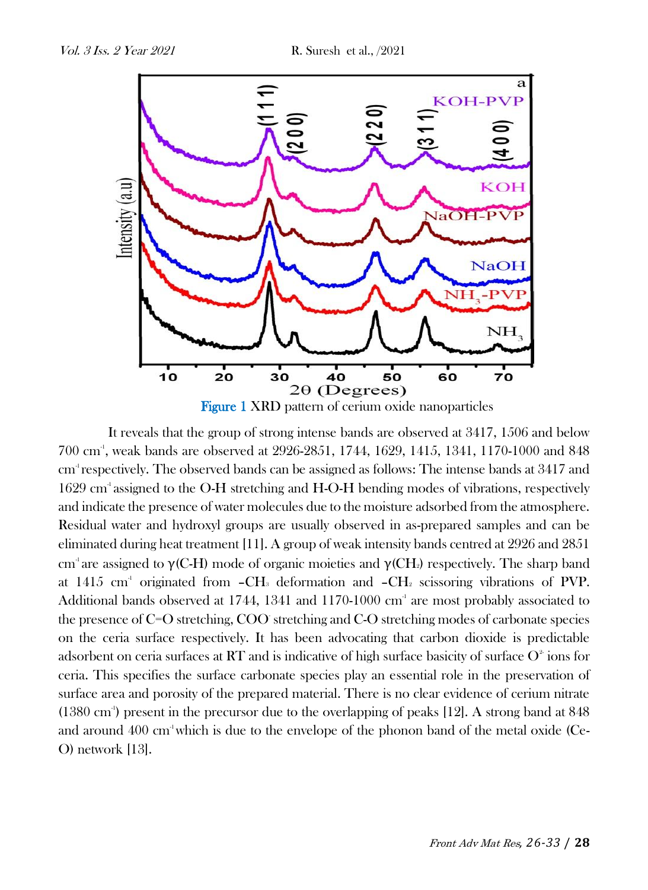Figure 1 XRD pattern of cerium oxide nanoparticles

It reveals that the group of strong intense bands are observed at 3417, 1506 and below 700 $cm^{-1}$, weak bands are observed at 2926-2851, 1744, 1629, 1415, 1341, 1170-1000 and 848 $cm^{-1}$ respectively. The observed bands can be assigned as follows: The intense bands at 3417 and 1629 $cm^{-1}$ assigned to the O-H stretching and H-O-H bending modes of vibrations, respectively and indicate the presence of water molecules due to the moisture adsorbed from the atmosphere. Residual water and hydroxyl groups are usually observed in as-prepared samples and can be eliminated during heat treatment [11]. A group of weak intensity bands centred at 2926 and 2851 $cm^{-1}$ are assigned to γ(C-H) mode of organic moieties and γ($CH_2$) respectively. The sharp band at 1415 $cm^{-1}$ originated from $-CH_3$ deformation and $-CH_2$ scissoring vibrations of PVP. Additional bands observed at 1744, 1341 and 1170-1000 $cm^{-1}$ are most probably associated to the presence of C=O stretching, $COO^-$ stretching and C-O stretching modes of carbonate species on the ceria surface respectively. It has been advocating that carbon dioxide is predictable adsorbent on ceria surfaces at RT and is indicative of high surface basicity of surface $O^{2-}$ ions for ceria. This specifies the surface carbonate species play an essential role in the preservation of surface area and porosity of the prepared material. There is no clear evidence of cerium nitrate (1380 $cm^{-1}$) present in the precursor due to the overlapping of peaks [12]. A strong band at 848 and around 400 $cm^{-1}$ which is due to the envelope of the phonon band of the metal oxide (Ce-O) network [13].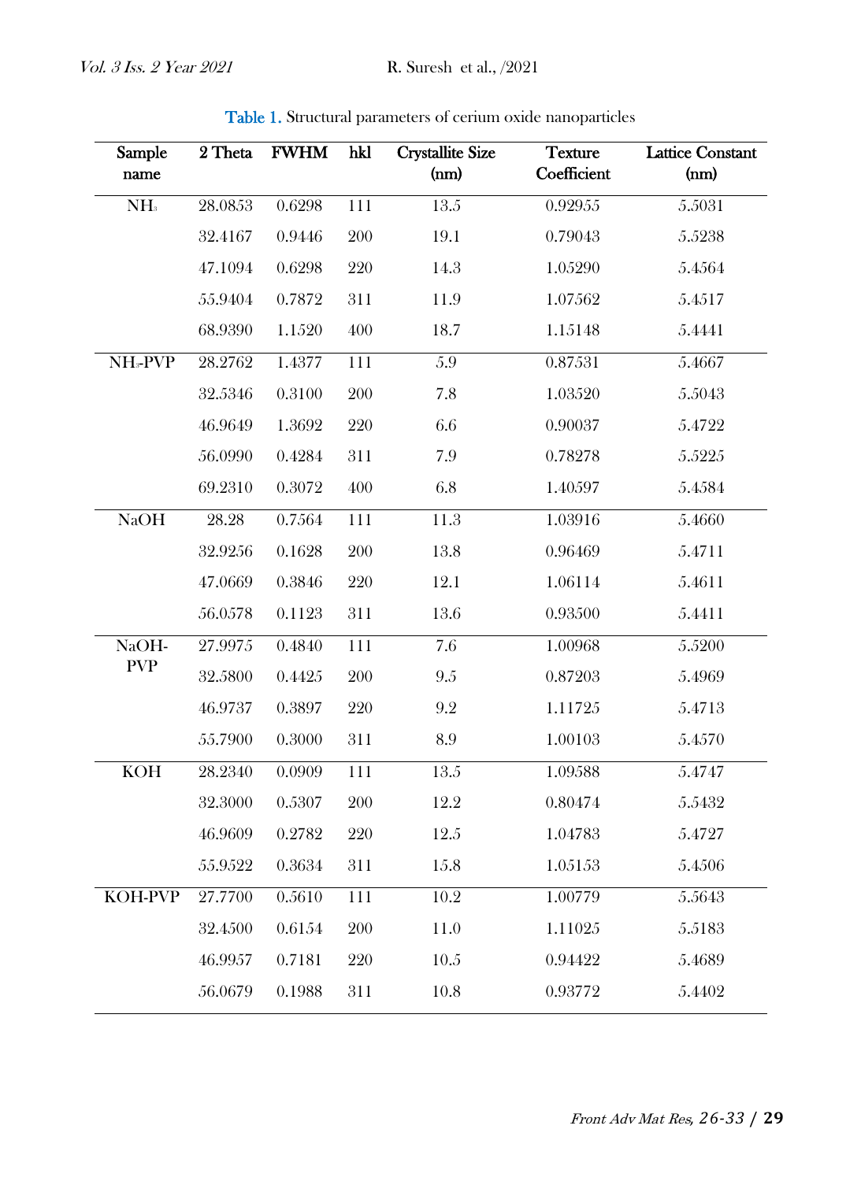**Table 1.** Structural parameters of cerium oxide nanoparticles

| Sample name | 2 Theta | FWHM | hkl | Crystallite Size (nm) | Texture Coefficient | Lattice Constant (nm) |
|---|---|---|---|---|---|---|
| $NH_3$ | 28.0853 | 0.6298 | 111 | 13.5 | 0.92955 | 5.5031 |
| | 32.4167 | 0.9446 | 200 | 19.1 | 0.79043 | 5.5238 |
| | 47.1094 | 0.6298 | 220 | 14.3 | 1.05290 | 5.4564 |
| | 55.9404 | 0.7872 | 311 | 11.9 | 1.07562 | 5.4517 |
| | 68.9390 | 1.1520 | 400 | 18.7 | 1.15148 | 5.4441 |
| $NH_3$-PVP | 28.2762 | 1.4377 | 111 | 5.9 | 0.87531 | 5.4667 |
| | 32.5346 | 0.3100 | 200 | 7.8 | 1.03520 | 5.5043 |
| | 46.9649 | 1.3692 | 220 | 6.6 | 0.90037 | 5.4722 |
| | 56.0990 | 0.4284 | 311 | 7.9 | 0.78278 | 5.5225 |
| | 69.2310 | 0.3072 | 400 | 6.8 | 1.40597 | 5.4584 |
| NaOH | 28.28 | 0.7564 | 111 | 11.3 | 1.03916 | 5.4660 |
| | 32.9256 | 0.1628 | 200 | 13.8 | 0.96469 | 5.4711 |
| | 47.0669 | 0.3846 | 220 | 12.1 | 1.06114 | 5.4611 |
| | 56.0578 | 0.1123 | 311 | 13.6 | 0.93500 | 5.4411 |
| NaOH-PVP | 27.9975 | 0.4840 | 111 | 7.6 | 1.00968 | 5.5200 |
| | 32.5800 | 0.4425 | 200 | 9.5 | 0.87203 | 5.4969 |
| | 46.9737 | 0.3897 | 220 | 9.2 | 1.11725 | 5.4713 |
| | 55.7900 | 0.3000 | 311 | 8.9 | 1.00103 | 5.4570 |
| KOH | 28.2340 | 0.0909 | 111 | 13.5 | 1.09588 | 5.4747 |
| | 32.3000 | 0.5307 | 200 | 12.2 | 0.80474 | 5.5432 |
| | 46.9609 | 0.2782 | 220 | 12.5 | 1.04783 | 5.4727 |
| | 55.9522 | 0.3634 | 311 | 15.8 | 1.05153 | 5.4506 |
| KOH-PVP | 27.7700 | 0.5610 | 111 | 10.2 | 1.00779 | 5.5643 |
| | 32.4500 | 0.6154 | 200 | 11.0 | 1.11025 | 5.5183 |
| | 46.9957 | 0.7181 | 220 | 10.5 | 0.94422 | 5.4689 |
| | 56.0679 | 0.1988 | 311 | 10.8 | 0.93772 | 5.4402 |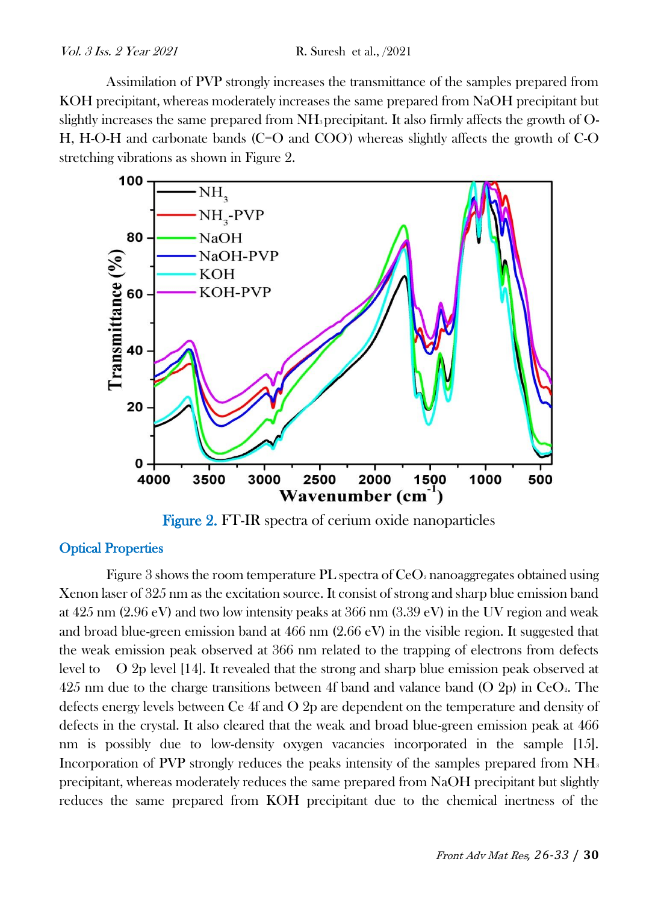Assimilation of PVP strongly increases the transmittance of the samples prepared from KOH precipitant, whereas moderately increases the same prepared from NaOH precipitant but slightly increases the same prepared from $NH_3$ precipitant. It also firmly affects the growth of O-H, H-O-H and carbonate bands (C=O and COO) whereas slightly affects the growth of C-O stretching vibrations as shown in Figure 2.

Figure 2. FT-IR spectra of cerium oxide nanoparticles

## Optical Properties

Figure 3 shows the room temperature PL spectra of $CeO_2$ nanoaggregates obtained using Xenon laser of 325 nm as the excitation source. It consist of strong and sharp blue emission band at 425 nm (2.96 eV) and two low intensity peaks at 366 nm (3.39 eV) in the UV region and weak and broad blue-green emission band at 466 nm (2.66 eV) in the visible region. It suggested that the weak emission peak observed at 366 nm related to the trapping of electrons from defects level to O 2p level [14]. It revealed that the strong and sharp blue emission peak observed at 425 nm due to the charge transitions between 4f band and valance band (O 2p) in $CeO_2$. The defects energy levels between Ce 4f and O 2p are dependent on the temperature and density of defects in the crystal. It also cleared that the weak and broad blue-green emission peak at 466 nm is possibly due to low-density oxygen vacancies incorporated in the sample [15]. Incorporation of PVP strongly reduces the peaks intensity of the samples prepared from $NH_3$ precipitant, whereas moderately reduces the same prepared from NaOH precipitant but slightly reduces the same prepared from KOH precipitant due to the chemical inertness of the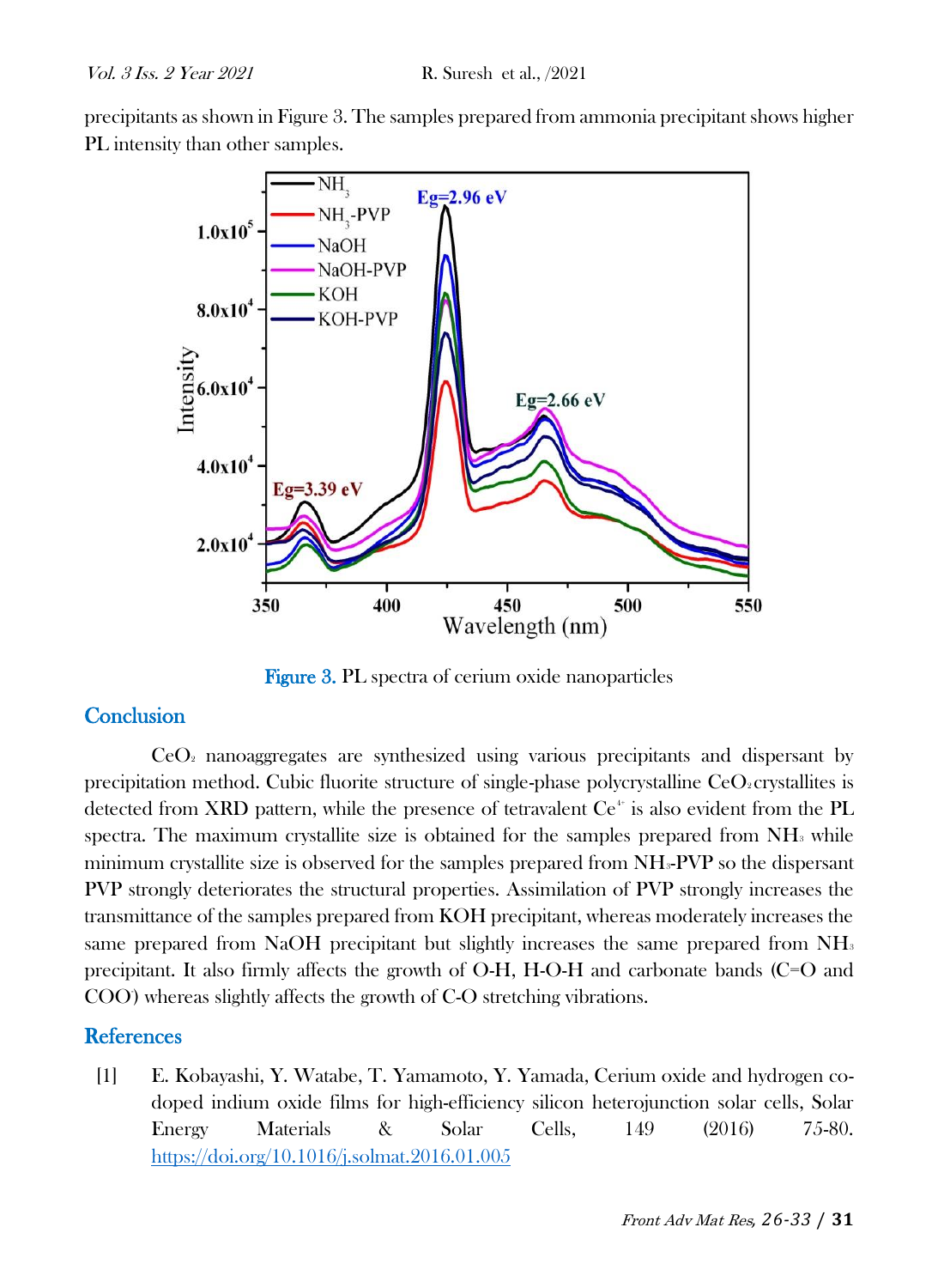precipitants as shown in Figure 3. The samples prepared from ammonia precipitant shows higher PL intensity than other samples.

Figure 3. PL spectra of cerium oxide nanoparticles

## Conclusion

$CeO_2$ nanoaggregates are synthesized using various precipitants and dispersant by precipitation method. Cubic fluorite structure of single-phase polycrystalline $CeO_2$ crystallites is detected from XRD pattern, while the presence of tetravalent $Ce^{4+}$ is also evident from the PL spectra. The maximum crystallite size is obtained for the samples prepared from $NH_3$ while minimum crystallite size is observed for the samples prepared from $NH_3$-PVP so the dispersant PVP strongly deteriorates the structural properties. Assimilation of PVP strongly increases the transmittance of the samples prepared from KOH precipitant, whereas moderately increases the same prepared from NaOH precipitant but slightly increases the same prepared from $NH_3$ precipitant. It also firmly affects the growth of O-H, H-O-H and carbonate bands (C=O and COO) whereas slightly affects the growth of C-O stretching vibrations.

## References

[1] E. Kobayashi, Y. Watabe, T. Yamamoto, Y. Yamada, Cerium oxide and hydrogen co-doped indium oxide films for high-efficiency silicon heterojunction solar cells, Solar Energy Materials & Solar Cells, 149 (2016) 75-80. https://doi.org/10.1016/j.solmat.2016.01.005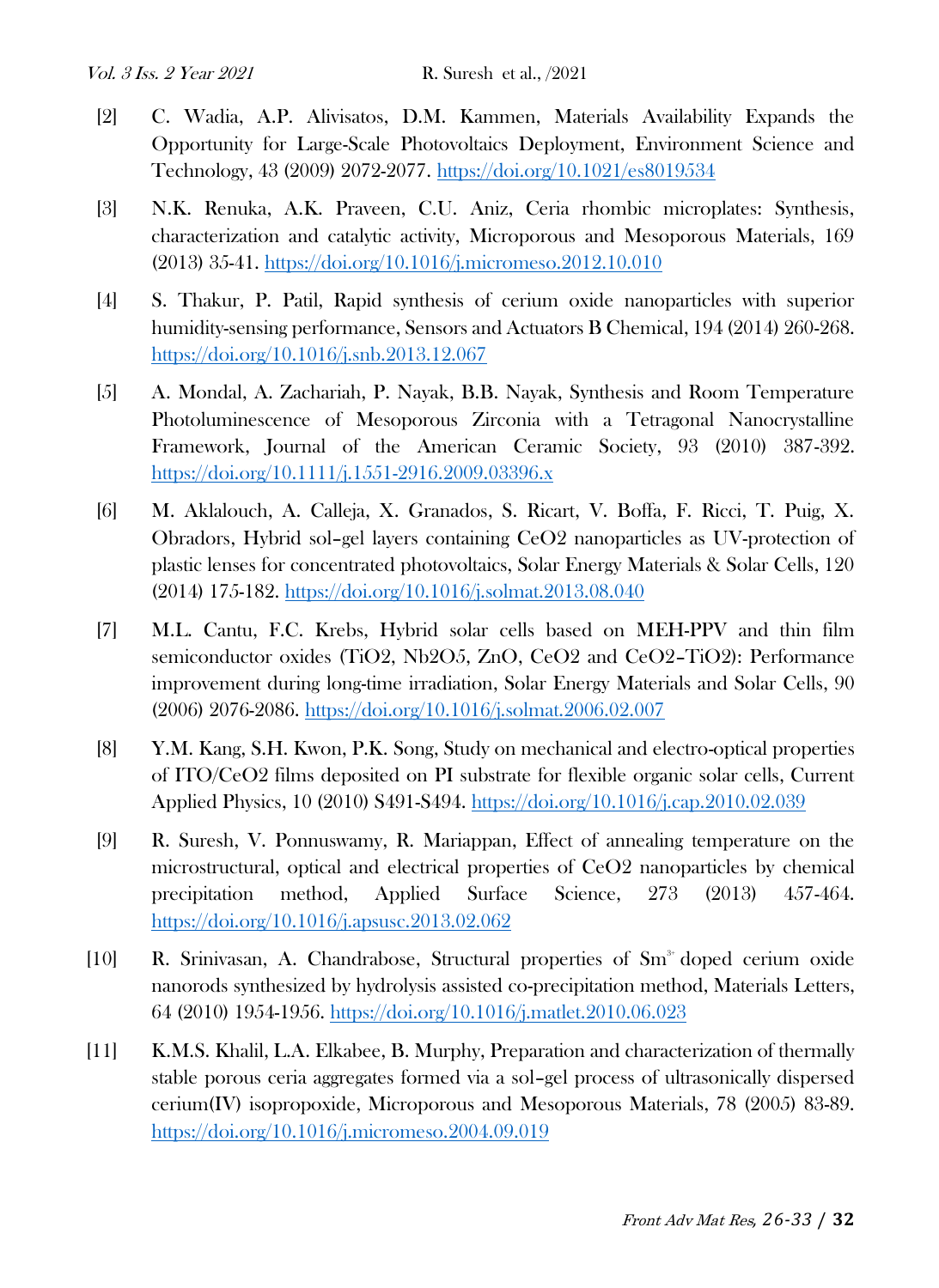[2] C. Wadia, A.P. Alivisatos, D.M. Kammen, Materials Availability Expands the Opportunity for Large-Scale Photovoltaics Deployment, Environment Science and Technology, 43 (2009) 2072-2077. https://doi.org/10.1021/es8019534

[3] N.K. Renuka, A.K. Praveen, C.U. Aniz, Ceria rhombic microplates: Synthesis, characterization and catalytic activity, Microporous and Mesoporous Materials, 169 (2013) 35-41. https://doi.org/10.1016/j.micromeso.2012.10.010

[4] S. Thakur, P. Patil, Rapid synthesis of cerium oxide nanoparticles with superior humidity-sensing performance, Sensors and Actuators B Chemical, 194 (2014) 260-268. https://doi.org/10.1016/j.snb.2013.12.067

[5] A. Mondal, A. Zachariah, P. Nayak, B.B. Nayak, Synthesis and Room Temperature Photoluminescence of Mesoporous Zirconia with a Tetragonal Nanocrystalline Framework, Journal of the American Ceramic Society, 93 (2010) 387-392. https://doi.org/10.1111/j.1551-2916.2009.03396.x

[6] M. Aklalouch, A. Calleja, X. Granados, S. Ricart, V. Boffa, F. Ricci, T. Puig, X. Obradors, Hybrid sol–gel layers containing CeO2 nanoparticles as UV-protection of plastic lenses for concentrated photovoltaics, Solar Energy Materials & Solar Cells, 120 (2014) 175-182. https://doi.org/10.1016/j.solmat.2013.08.040

[7] M.L. Cantu, F.C. Krebs, Hybrid solar cells based on MEH-PPV and thin film semiconductor oxides (TiO2, Nb2O5, ZnO, CeO2 and CeO2–TiO2): Performance improvement during long-time irradiation, Solar Energy Materials and Solar Cells, 90 (2006) 2076-2086. https://doi.org/10.1016/j.solmat.2006.02.007

[8] Y.M. Kang, S.H. Kwon, P.K. Song, Study on mechanical and electro-optical properties of ITO/CeO2 films deposited on PI substrate for flexible organic solar cells, Current Applied Physics, 10 (2010) S491-S494. https://doi.org/10.1016/j.cap.2010.02.039

[9] R. Suresh, V. Ponnuswamy, R. Mariappan, Effect of annealing temperature on the microstructural, optical and electrical properties of CeO2 nanoparticles by chemical precipitation method, Applied Surface Science, 273 (2013) 457-464. https://doi.org/10.1016/j.apsusc.2013.02.062

[10] R. Srinivasan, A. Chandrabose, Structural properties of $Sm^{3+}$ doped cerium oxide nanorods synthesized by hydrolysis assisted co-precipitation method, Materials Letters, 64 (2010) 1954-1956. https://doi.org/10.1016/j.matlet.2010.06.023

[11] K.M.S. Khalil, L.A. Elkabee, B. Murphy, Preparation and characterization of thermally stable porous ceria aggregates formed via a sol–gel process of ultrasonically dispersed cerium(IV) isopropoxide, Microporous and Mesoporous Materials, 78 (2005) 83-89. https://doi.org/10.1016/j.micromeso.2004.09.019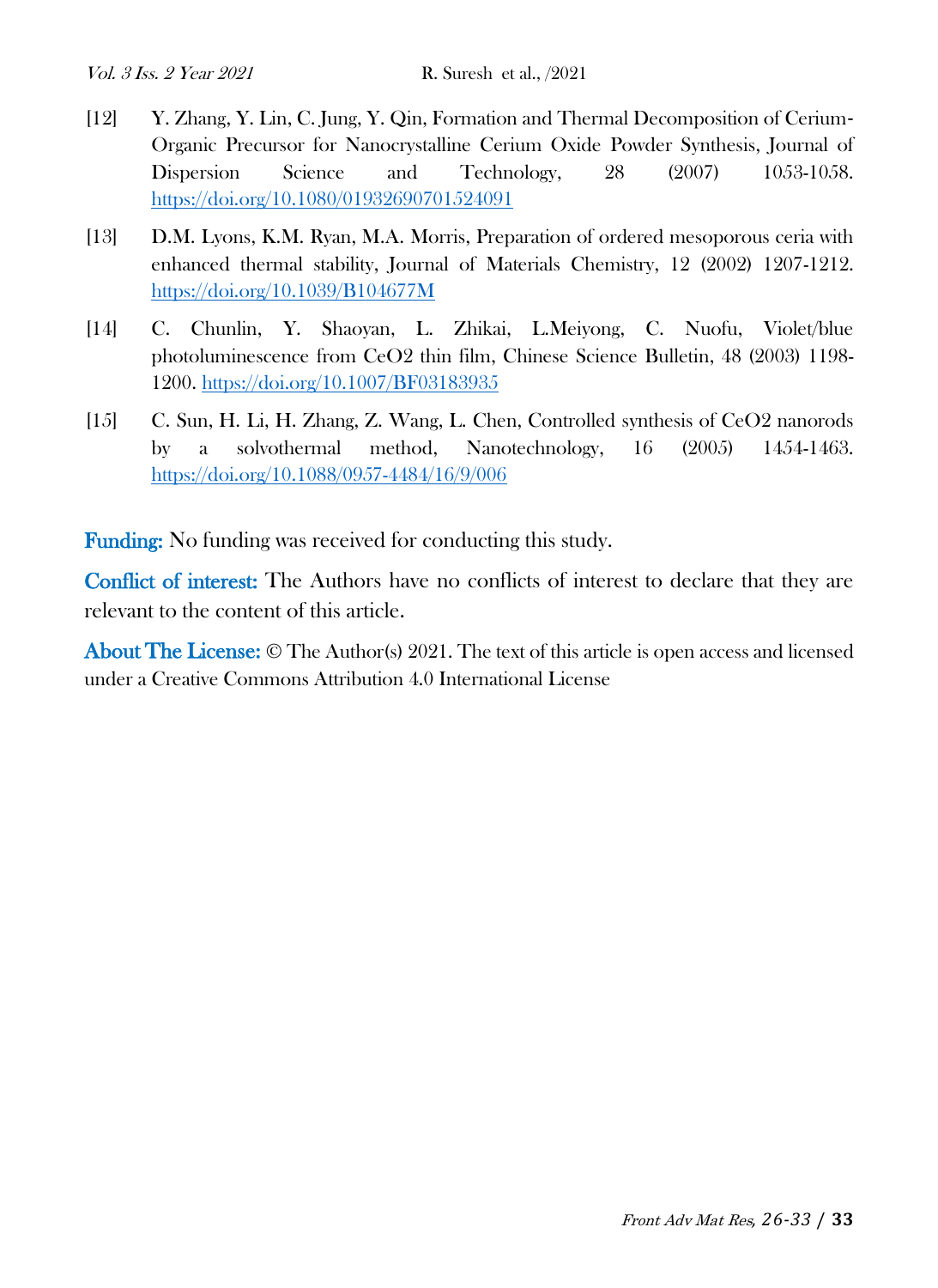[12] Y. Zhang, Y. Lin, C. Jung, Y. Qin, Formation and Thermal Decomposition of Cerium-Organic Precursor for Nanocrystalline Cerium Oxide Powder Synthesis, Journal of Dispersion Science and Technology, 28 (2007) 1053-1058. https://doi.org/10.1080/01932690701524091

[13] D.M. Lyons, K.M. Ryan, M.A. Morris, Preparation of ordered mesoporous ceria with enhanced thermal stability, Journal of Materials Chemistry, 12 (2002) 1207-1212. https://doi.org/10.1039/B104677M

[14] C. Chunlin, Y. Shaoyan, L. Zhikai, L.Meiyong, C. Nuofu, Violet/blue photoluminescence from CeO2 thin film, Chinese Science Bulletin, 48 (2003) 1198-1200. https://doi.org/10.1007/BF03183935

[15] C. Sun, H. Li, H. Zhang, Z. Wang, L. Chen, Controlled synthesis of CeO2 nanorods by a solvothermal method, Nanotechnology, 16 (2005) 1454-1463. https://doi.org/10.1088/0957-4484/16/9/006

**Funding:** No funding was received for conducting this study.

**Conflict of interest:** The Authors have no conflicts of interest to declare that they are relevant to the content of this article.

**About The License:** © The Author(s) 2021. The text of this article is open access and licensed under a Creative Commons Attribution 4.0 International License